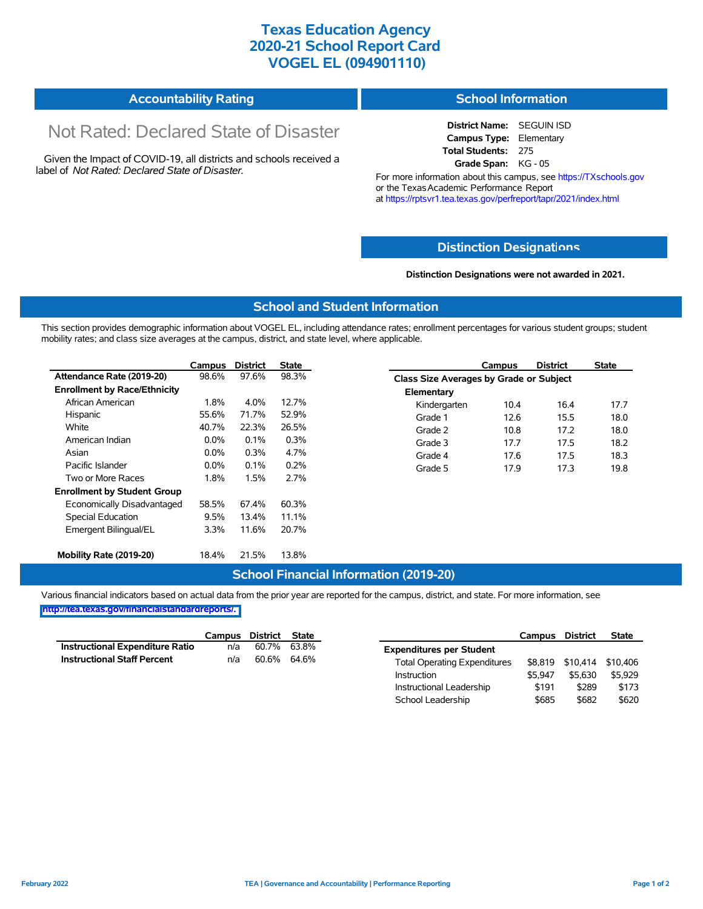# Texas Education Agency
# 2020-21 School Report Card
# VOGEL EL (094901110)

## Accountability Rating

Not Rated: Declared State of Disaster

Given the Impact of COVID-19, all districts and schools received a label of *Not Rated: Declared State of Disaster*.

## School Information

**District Name:** SEGUIN ISD
**Campus Type:** Elementary
**Total Students:** 275
**Grade Span:** KG - 05

For more information about this campus, see https://TXschools.gov or the Texas Academic Performance Report at https://rptsvr1.tea.texas.gov/perfreport/tapr/2021/index.html

## Distinction Designations

**Distinction Designations were not awarded in 2021.**

## School and Student Information

This section provides demographic information about VOGEL EL, including attendance rates; enrollment percentages for various student groups; student mobility rates; and class size averages at the campus, district, and state level, where applicable.

| | Campus | District | State |
|---|---|---|---|
| **Attendance Rate (2019-20)** | 98.6% | 97.6% | 98.3% |
| **Enrollment by Race/Ethnicity** | | | |
| African American | 1.8% | 4.0% | 12.7% |
| Hispanic | 55.6% | 71.7% | 52.9% |
| White | 40.7% | 22.3% | 26.5% |
| American Indian | 0.0% | 0.1% | 0.3% |
| Asian | 0.0% | 0.3% | 4.7% |
| Pacific Islander | 0.0% | 0.1% | 0.2% |
| Two or More Races | 1.8% | 1.5% | 2.7% |
| **Enrollment by Student Group** | | | |
| Economically Disadvantaged | 58.5% | 67.4% | 60.3% |
| Special Education | 9.5% | 13.4% | 11.1% |
| Emergent Bilingual/EL | 3.3% | 11.6% | 20.7% |
| **Mobility Rate (2019-20)** | 18.4% | 21.5% | 13.8% |

| | Campus | District | State |
|---|---|---|---|
| **Class Size Averages by Grade or Subject** | | | |
| **Elementary** | | | |
| Kindergarten | 10.4 | 16.4 | 17.7 |
| Grade 1 | 12.6 | 15.5 | 18.0 |
| Grade 2 | 10.8 | 17.2 | 18.0 |
| Grade 3 | 17.7 | 17.5 | 18.2 |
| Grade 4 | 17.6 | 17.5 | 18.3 |
| Grade 5 | 17.9 | 17.3 | 19.8 |

## School Financial Information (2019-20)

Various financial indicators based on actual data from the prior year are reported for the campus, district, and state. For more information, see http://tea.texas.gov/financialstandardreports/.

| | Campus | District | State |
|---|---|---|---|
| **Instructional Expenditure Ratio** | n/a | 60.7% | 63.8% |
| **Instructional Staff Percent** | n/a | 60.6% | 64.6% |

| | Campus | District | State |
|---|---|---|---|
| **Expenditures per Student** | | | |
| Total Operating Expenditures | $8,819 | $10,414 | $10,406 |
| Instruction | $5,947 | $5,630 | $5,929 |
| Instructional Leadership | $191 | $289 | $173 |
| School Leadership | $685 | $682 | $620 |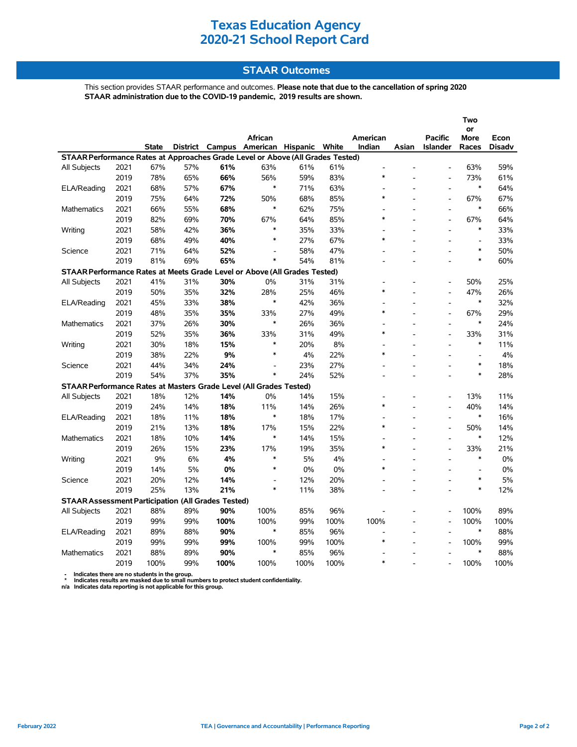# Texas Education Agency
# 2020-21 School Report Card

## STAAR Outcomes

This section provides STAAR performance and outcomes. **Please note that due to the cancellation of spring 2020 STAAR administration due to the COVID-19 pandemic, 2019 results are shown.**

| | | State | District | Campus | African American | Hispanic | White | American Indian | Asian | Pacific Islander | Two or More Races | Econ Disadv |
|---|---|---|---|---|---|---|---|---|---|---|---|---|
| **STAAR Performance Rates at Approaches Grade Level or Above (All Grades Tested)** | | | | | | | | | | | | |
| All Subjects | 2021 | 67% | 57% | **61%** | 63% | 61% | 61% | - | - | - | 63% | 59% |
| | 2019 | 78% | 65% | **66%** | 56% | 59% | 83% | * | - | - | 73% | 61% |
| ELA/Reading | 2021 | 68% | 57% | **67%** | * | 71% | 63% | - | - | - | * | 64% |
| | 2019 | 75% | 64% | **72%** | 50% | 68% | 85% | * | - | - | 67% | 67% |
| Mathematics | 2021 | 66% | 55% | **68%** | * | 62% | 75% | - | - | - | * | 66% |
| | 2019 | 82% | 69% | **70%** | 67% | 64% | 85% | * | - | - | 67% | 64% |
| Writing | 2021 | 58% | 42% | **36%** | * | 35% | 33% | - | - | - | * | 33% |
| | 2019 | 68% | 49% | **40%** | * | 27% | 67% | * | - | - | - | 33% |
| Science | 2021 | 71% | 64% | **52%** | - | 58% | 47% | - | - | - | * | 50% |
| | 2019 | 81% | 69% | **65%** | * | 54% | 81% | - | - | - | * | 60% |
| **STAAR Performance Rates at Meets Grade Level or Above (All Grades Tested)** | | | | | | | | | | | | |
| All Subjects | 2021 | 41% | 31% | **30%** | 0% | 31% | 31% | - | - | - | 50% | 25% |
| | 2019 | 50% | 35% | **32%** | 28% | 25% | 46% | * | - | - | 47% | 26% |
| ELA/Reading | 2021 | 45% | 33% | **38%** | * | 42% | 36% | - | - | - | * | 32% |
| | 2019 | 48% | 35% | **35%** | 33% | 27% | 49% | * | - | - | 67% | 29% |
| Mathematics | 2021 | 37% | 26% | **30%** | * | 26% | 36% | - | - | - | * | 24% |
| | 2019 | 52% | 35% | **36%** | 33% | 31% | 49% | * | - | - | 33% | 31% |
| Writing | 2021 | 30% | 18% | **15%** | * | 20% | 8% | - | - | - | * | 11% |
| | 2019 | 38% | 22% | **9%** | * | 4% | 22% | * | - | - | - | 4% |
| Science | 2021 | 44% | 34% | **24%** | - | 23% | 27% | - | - | - | * | 18% |
| | 2019 | 54% | 37% | **35%** | * | 24% | 52% | - | - | - | * | 28% |
| **STAAR Performance Rates at Masters Grade Level (All Grades Tested)** | | | | | | | | | | | | |
| All Subjects | 2021 | 18% | 12% | **14%** | 0% | 14% | 15% | - | - | - | 13% | 11% |
| | 2019 | 24% | 14% | **18%** | 11% | 14% | 26% | * | - | - | 40% | 14% |
| ELA/Reading | 2021 | 18% | 11% | **18%** | * | 18% | 17% | - | - | - | * | 16% |
| | 2019 | 21% | 13% | **18%** | 17% | 15% | 22% | * | - | - | 50% | 14% |
| Mathematics | 2021 | 18% | 10% | **14%** | * | 14% | 15% | - | - | - | * | 12% |
| | 2019 | 26% | 15% | **23%** | 17% | 19% | 35% | * | - | - | 33% | 21% |
| Writing | 2021 | 9% | 6% | **4%** | * | 5% | 4% | - | - | - | * | 0% |
| | 2019 | 14% | 5% | **0%** | * | 0% | 0% | * | - | - | - | 0% |
| Science | 2021 | 20% | 12% | **14%** | - | 12% | 20% | - | - | - | * | 5% |
| | 2019 | 25% | 13% | **21%** | * | 11% | 38% | - | - | - | * | 12% |
| **STAAR Assessment Participation (All Grades Tested)** | | | | | | | | | | | | |
| All Subjects | 2021 | 88% | 89% | **90%** | 100% | 85% | 96% | - | - | - | 100% | 89% |
| | 2019 | 99% | 99% | **100%** | 100% | 99% | 100% | 100% | - | - | 100% | 100% |
| ELA/Reading | 2021 | 89% | 88% | **90%** | * | 85% | 96% | - | - | - | * | 88% |
| | 2019 | 99% | 99% | **99%** | 100% | 99% | 100% | * | - | - | 100% | 99% |
| Mathematics | 2021 | 88% | 89% | **90%** | * | 85% | 96% | - | - | - | * | 88% |
| | 2019 | 100% | 99% | **100%** | 100% | 100% | 100% | * | - | - | 100% | 100% |

- Indicates there are no students in the group.
\* Indicates results are masked due to small numbers to protect student confidentiality.
n/a Indicates data reporting is not applicable for this group.